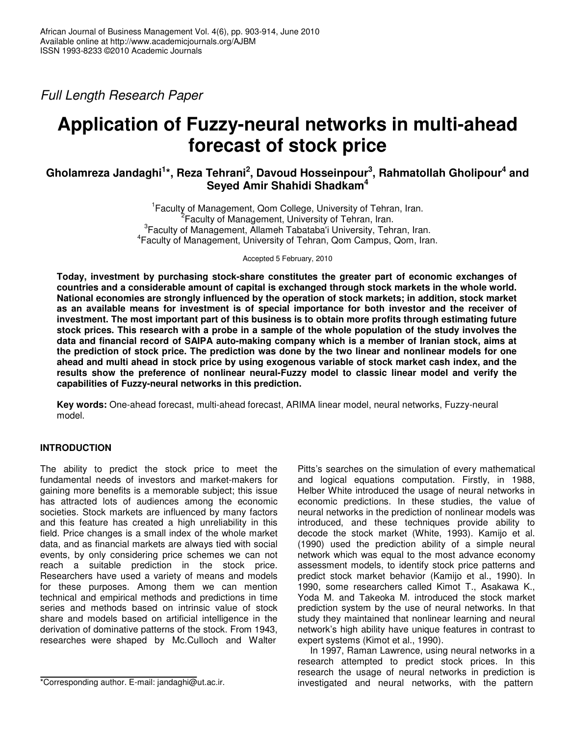*Full Length Research Paper*

# Application of Fuzzy-neural networks in multi-ahead forecast of stock price

**Gholamreza Jandaghi[1]*, Reza Tehrani[2], Davoud Hosseinpour[3], Rahmatollah Gholipour[4] and Seyed Amir Shahidi Shadkam[4]**

[1]Faculty of Management, Qom College, University of Tehran, Iran.
[2]Faculty of Management, University of Tehran, Iran.
[3]Faculty of Management, Allameh Tabataba'i University, Tehran, Iran.
[4]Faculty of Management, University of Tehran, Qom Campus, Qom, Iran.

Accepted 5 February, 2010

**Today, investment by purchasing stock-share constitutes the greater part of economic exchanges of countries and a considerable amount of capital is exchanged through stock markets in the whole world. National economies are strongly influenced by the operation of stock markets; in addition, stock market as an available means for investment is of special importance for both investor and the receiver of investment. The most important part of this business is to obtain more profits through estimating future stock prices. This research with a probe in a sample of the whole population of the study involves the data and financial record of SAIPA auto-making company which is a member of Iranian stock, aims at the prediction of stock price. The prediction was done by the two linear and nonlinear models for one ahead and multi ahead in stock price by using exogenous variable of stock market cash index, and the results show the preference of nonlinear neural-Fuzzy model to classic linear model and verify the capabilities of Fuzzy-neural networks in this prediction.**

**Key words:** One-ahead forecast, multi-ahead forecast, ARIMA linear model, neural networks, Fuzzy-neural model.

## INTRODUCTION

The ability to predict the stock price to meet the fundamental needs of investors and market-makers for gaining more benefits is a memorable subject; this issue has attracted lots of audiences among the economic societies. Stock markets are influenced by many factors and this feature has created a high unreliability in this field. Price changes is a small index of the whole market data, and as financial markets are always tied with social events, by only considering price schemes we can not reach a suitable prediction in the stock price. Researchers have used a variety of means and models for these purposes. Among them we can mention technical and empirical methods and predictions in time series and methods based on intrinsic value of stock share and models based on artificial intelligence in the derivation of dominative patterns of the stock. From 1943, researches were shaped by Mc.Culloch and Walter Pitts's searches on the simulation of every mathematical and logical equations computation. Firstly, in 1988, Helber White introduced the usage of neural networks in economic predictions. In these studies, the value of neural networks in the prediction of nonlinear models was introduced, and these techniques provide ability to decode the stock market (White, 1993). Kamijo et al. (1990) used the prediction ability of a simple neural network which was equal to the most advance economy assessment models, to identify stock price patterns and predict stock market behavior (Kamijo et al., 1990). In 1990, some researchers called Kimot T., Asakawa K., Yoda M. and Takeoka M. introduced the stock market prediction system by the use of neural networks. In that study they maintained that nonlinear learning and neural network's high ability have unique features in contrast to expert systems (Kimot et al., 1990).

In 1997, Raman Lawrence, using neural networks in a research attempted to predict stock prices. In this research the usage of neural networks in prediction is investigated and neural networks, with the pattern

*Corresponding author. E-mail: jandaghi@ut.ac.ir.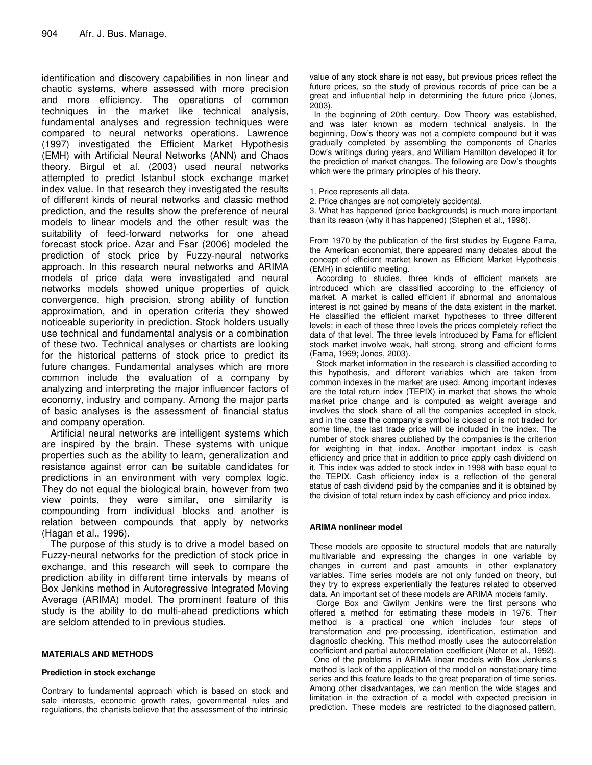identification and discovery capabilities in non linear and chaotic systems, where assessed with more precision and more efficiency. The operations of common techniques in the market like technical analysis, fundamental analyses and regression techniques were compared to neural networks operations. Lawrence (1997) investigated the Efficient Market Hypothesis (EMH) with Artificial Neural Networks (ANN) and Chaos theory. Birgul et al. (2003) used neural networks attempted to predict Istanbul stock exchange market index value. In that research they investigated the results of different kinds of neural networks and classic method prediction, and the results show the preference of neural models to linear models and the other result was the suitability of feed-forward networks for one ahead forecast stock price. Azar and Fsar (2006) modeled the prediction of stock price by Fuzzy-neural networks approach. In this research neural networks and ARIMA models of price data were investigated and neural networks models showed unique properties of quick convergence, high precision, strong ability of function approximation, and in operation criteria they showed noticeable superiority in prediction. Stock holders usually use technical and fundamental analysis or a combination of these two. Technical analyses or chartists are looking for the historical patterns of stock price to predict its future changes. Fundamental analyses which are more common include the evaluation of a company by analyzing and interpreting the major influencer factors of economy, industry and company. Among the major parts of basic analyses is the assessment of financial status and company operation.

Artificial neural networks are intelligent systems which are inspired by the brain. These systems with unique properties such as the ability to learn, generalization and resistance against error can be suitable candidates for predictions in an environment with very complex logic. They do not equal the biological brain, however from two view points, they were similar, one similarity is compounding from individual blocks and another is relation between compounds that apply by networks (Hagan et al., 1996).

The purpose of this study is to drive a model based on Fuzzy-neural networks for the prediction of stock price in exchange, and this research will seek to compare the prediction ability in different time intervals by means of Box Jenkins method in Autoregressive Integrated Moving Average (ARIMA) model. The prominent feature of this study is the ability to do multi-ahead predictions which are seldom attended to in previous studies.

## MATERIALS AND METHODS

### Prediction in stock exchange

Contrary to fundamental approach which is based on stock and sale interests, economic growth rates, governmental rules and regulations, the chartists believe that the assessment of the intrinsic value of any stock share is not easy, but previous prices reflect the future prices, so the study of previous records of price can be a great and influential help in determining the future price (Jones, 2003).

In the beginning of 20th century, Dow Theory was established, and was later known as modern technical analysis. In the beginning, Dow's theory was not a complete compound but it was gradually completed by assembling the components of Charles Dow's writings during years, and William Hamilton developed it for the prediction of market changes. The following are Dow's thoughts which were the primary principles of his theory.

1. Price represents all data.
2. Price changes are not completely accidental.
3. What has happened (price backgrounds) is much more important than its reason (why it has happened) (Stephen et al., 1998).

From 1970 by the publication of the first studies by Eugene Fama, the American economist, there appeared many debates about the concept of efficient market known as Efficient Market Hypothesis (EMH) in scientific meeting.

According to studies, three kinds of efficient markets are introduced which are classified according to the efficiency of market. A market is called efficient if abnormal and anomalous interest is not gained by means of the data existent in the market. He classified the efficient market hypotheses to three different levels; in each of these three levels the prices completely reflect the data of that level. The three levels introduced by Fama for efficient stock market involve weak, half strong, strong and efficient forms (Fama, 1969; Jones, 2003).

Stock market information in the research is classified according to this hypothesis, and different variables which are taken from common indexes in the market are used. Among important indexes are the total return index (TEPIX) in market that shows the whole market price change and is computed as weight average and involves the stock share of all the companies accepted in stock, and in the case the company's symbol is closed or is not traded for some time, the last trade price will be included in the index. The number of stock shares published by the companies is the criterion for weighting in that index. Another important index is cash efficiency and price that in addition to price apply cash dividend on it. This index was added to stock index in 1998 with base equal to the TEPIX. Cash efficiency index is a reflection of the general status of cash dividend paid by the companies and it is obtained by the division of total return index by cash efficiency and price index.

### ARIMA nonlinear model

These models are opposite to structural models that are naturally multivariable and expressing the changes in one variable by changes in current and past amounts in other explanatory variables. Time series models are not only funded on theory, but they try to express experientially the features related to observed data. An important set of these models are ARIMA models family.

Gorge Box and Gwilym Jenkins were the first persons who offered a method for estimating these models in 1976. Their method is a practical one which includes four steps of transformation and pre-processing, identification, estimation and diagnostic checking. This method mostly uses the autocorrelation coefficient and partial autocorrelation coefficient (Neter et al., 1992).

One of the problems in ARIMA linear models with Box Jenkins's method is lack of the application of the model on nonstationary time series and this feature leads to the great preparation of time series. Among other disadvantages, we can mention the wide stages and limitation in the extraction of a model with expected precision in prediction. These models are restricted to the diagnosed pattern,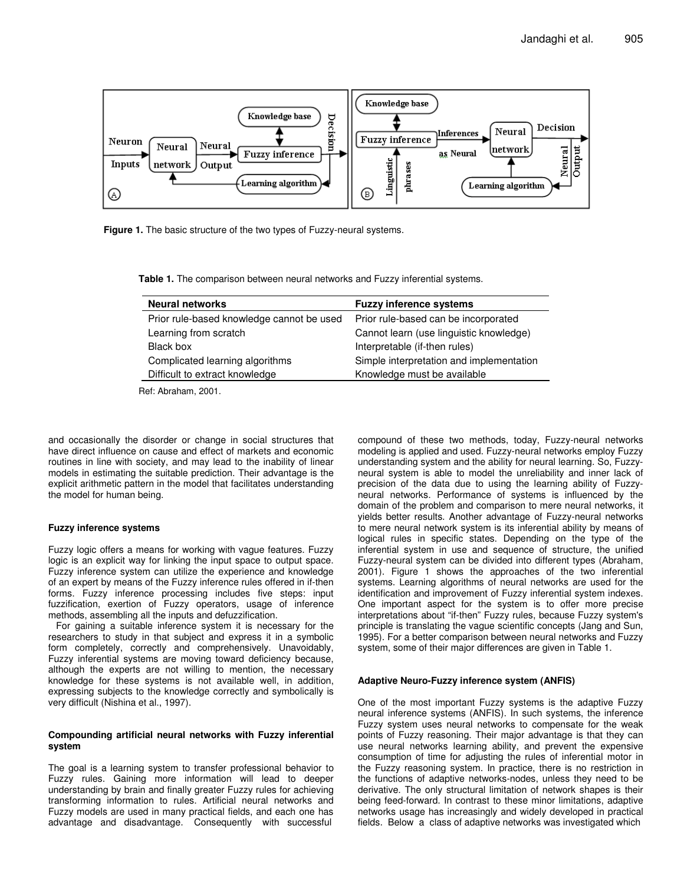Figure 1. The basic structure of the two types of Fuzzy-neural systems.

Table 1. The comparison between neural networks and Fuzzy inferential systems.

| Neural networks | Fuzzy inference systems |
|---|---|
| Prior rule-based knowledge cannot be used | Prior rule-based can be incorporated |
| Learning from scratch | Cannot learn (use linguistic knowledge) |
| Black box | Interpretable (if-then rules) |
| Complicated learning algorithms | Simple interpretation and implementation |
| Difficult to extract knowledge | Knowledge must be available |

Ref: Abraham, 2001.

and occasionally the disorder or change in social structures that have direct influence on cause and effect of markets and economic routines in line with society, and may lead to the inability of linear models in estimating the suitable prediction. Their advantage is the explicit arithmetic pattern in the model that facilitates understanding the model for human being.

### Fuzzy inference systems

Fuzzy logic offers a means for working with vague features. Fuzzy logic is an explicit way for linking the input space to output space. Fuzzy inference system can utilize the experience and knowledge of an expert by means of the Fuzzy inference rules offered in if-then forms. Fuzzy inference processing includes five steps: input fuzzification, exertion of Fuzzy operators, usage of inference methods, assembling all the inputs and defuzzification.

For gaining a suitable inference system it is necessary for the researchers to study in that subject and express it in a symbolic form completely, correctly and comprehensively. Unavoidably, Fuzzy inferential systems are moving toward deficiency because, although the experts are not willing to mention, the necessary knowledge for these systems is not available well, in addition, expressing subjects to the knowledge correctly and symbolically is very difficult (Nishina et al., 1997).

### Compounding artificial neural networks with Fuzzy inferential system

The goal is a learning system to transfer professional behavior to Fuzzy rules. Gaining more information will lead to deeper understanding by brain and finally greater Fuzzy rules for achieving transforming information to rules. Artificial neural networks and Fuzzy models are used in many practical fields, and each one has advantage and disadvantage. Consequently with successful compound of these two methods, today, Fuzzy-neural networks modeling is applied and used. Fuzzy-neural networks employ Fuzzy understanding system and the ability for neural learning. So, Fuzzy-neural system is able to model the unreliability and inner lack of precision of the data due to using the learning ability of Fuzzy-neural networks. Performance of systems is influenced by the domain of the problem and comparison to mere neural networks, it yields better results. Another advantage of Fuzzy-neural networks to mere neural network system is its inferential ability by means of logical rules in specific states. Depending on the type of the inferential system in use and sequence of structure, the unified Fuzzy-neural system can be divided into different types (Abraham, 2001). Figure 1 shows the approaches of the two inferential systems. Learning algorithms of neural networks are used for the identification and improvement of Fuzzy inferential system indexes. One important aspect for the system is to offer more precise interpretations about "if-then" Fuzzy rules, because Fuzzy system's principle is translating the vague scientific concepts (Jang and Sun, 1995). For a better comparison between neural networks and Fuzzy system, some of their major differences are given in Table 1.

### Adaptive Neuro-Fuzzy inference system (ANFIS)

One of the most important Fuzzy systems is the adaptive Fuzzy neural inference systems (ANFIS). In such systems, the inference Fuzzy system uses neural networks to compensate for the weak points of Fuzzy reasoning. Their major advantage is that they can use neural networks learning ability, and prevent the expensive consumption of time for adjusting the rules of inferential motor in the Fuzzy reasoning system. In practice, there is no restriction in the functions of adaptive networks-nodes, unless they need to be derivative. The only structural limitation of network shapes is their being feed-forward. In contrast to these minor limitations, adaptive networks usage has increasingly and widely developed in practical fields. Below a class of adaptive networks was investigated which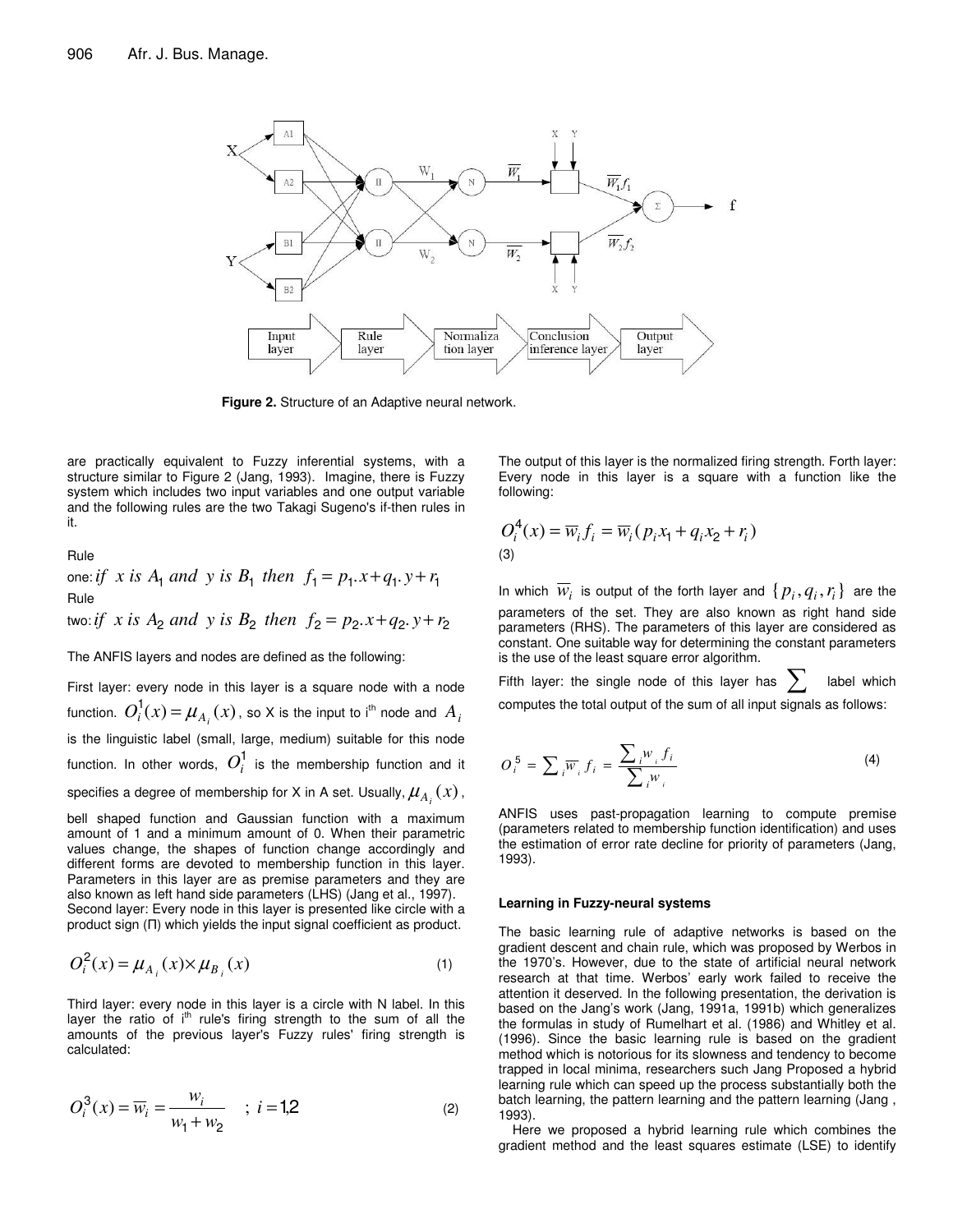**Figure 2.** Structure of an Adaptive neural network.

are practically equivalent to Fuzzy inferential systems, with a structure similar to Figure 2 (Jang, 1993). Imagine, there is Fuzzy system which includes two input variables and one output variable and the following rules are the two Takagi Sugeno's if-then rules in it.

Rule one: *if x is* $A_1$ *and y is* $B_1$ *then* $f_1 = p_1.x + q_1.y + r_1$

Rule two: *if x is* $A_2$ *and y is* $B_2$ *then* $f_2 = p_2.x + q_2.y + r_2$

The ANFIS layers and nodes are defined as the following:

First layer: every node in this layer is a square node with a node function. $O_i^1(x) = \mu_{A_i}(x)$, so X is the input to i[th] node and $A_i$ is the linguistic label (small, large, medium) suitable for this node function. In other words, $O_i^1$ is the membership function and it specifies a degree of membership for X in A set. Usually, $\mu_{A_i}(x)$, bell shaped function and Gaussian function with a maximum amount of 1 and a minimum amount of 0. When their parametric values change, the shapes of function change accordingly and different forms are devoted to membership function in this layer. Parameters in this layer are as premise parameters and they are also known as left hand side parameters (LHS) (Jang et al., 1997).

Second layer: Every node in this layer is presented like circle with a product sign (Π) which yields the input signal coefficient as product.

$$O_i^2(x) = \mu_{A_i}(x) \times \mu_{B_i}(x) \tag{1}$$

Third layer: every node in this layer is a circle with N label. In this layer the ratio of i[th] rule's firing strength to the sum of all the amounts of the previous layer's Fuzzy rules' firing strength is calculated:

$$O_i^3(x) = \overline{w}_i = \frac{w_i}{w_1 + w_2} \quad ; \; i = 1,2 \tag{2}$$

The output of this layer is the normalized firing strength. Forth layer: Every node in this layer is a square with a function like the following:

$$O_i^4(x) = \overline{w}_i f_i = \overline{w}_i (p_i x_1 + q_i x_2 + r_i) \tag{3}$$

In which $\overline{w}_i$ is output of the forth layer and $\{p_i, q_i, r_i\}$ are the parameters of the set. They are also known as right hand side parameters (RHS). The parameters of this layer are considered as constant. One suitable way for determining the constant parameters is the use of the least square error algorithm.

Fifth layer: the single node of this layer has $\sum$ label which computes the total output of the sum of all input signals as follows:

$$O_i^5 = \sum_i \overline{w}_i f_i = \frac{\sum_i w_i f_i}{\sum_i w_i} \tag{4}$$

ANFIS uses past-propagation learning to compute premise (parameters related to membership function identification) and uses the estimation of error rate decline for priority of parameters (Jang, 1993).

#### Learning in Fuzzy-neural systems

The basic learning rule of adaptive networks is based on the gradient descent and chain rule, which was proposed by Werbos in the 1970's. However, due to the state of artificial neural network research at that time. Werbos' early work failed to receive the attention it deserved. In the following presentation, the derivation is based on the Jang's work (Jang, 1991a, 1991b) which generalizes the formulas in study of Rumelhart et al. (1986) and Whitley et al. (1996). Since the basic learning rule is based on the gradient method which is notorious for its slowness and tendency to become trapped in local minima, researchers such Jang Proposed a hybrid learning rule which can speed up the process substantially both the batch learning, the pattern learning and the pattern learning (Jang , 1993).

Here we proposed a hybrid learning rule which combines the gradient method and the least squares estimate (LSE) to identify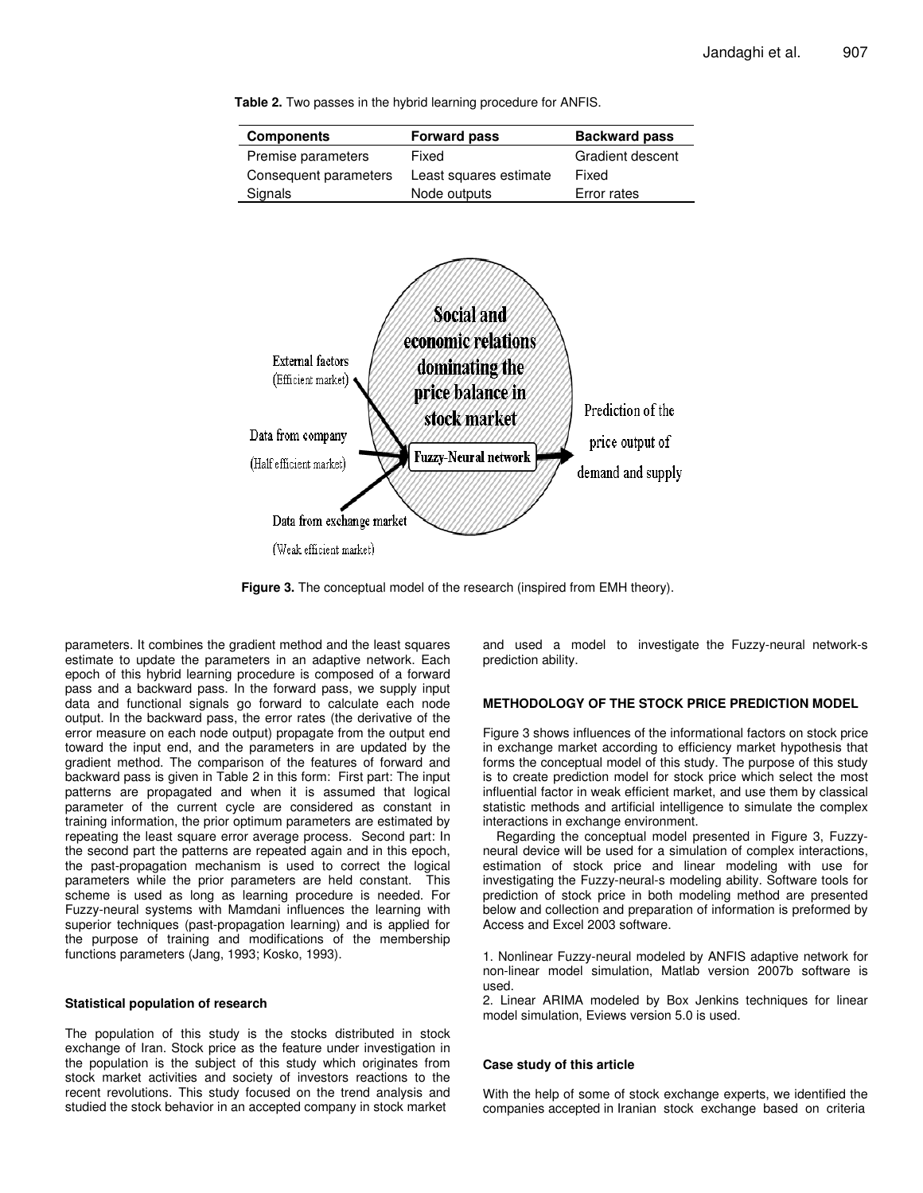**Table 2.** Two passes in the hybrid learning procedure for ANFIS.

| Components | Forward pass | Backward pass |
|---|---|---|
| Premise parameters | Fixed | Gradient descent |
| Consequent parameters | Least squares estimate | Fixed |
| Signals | Node outputs | Error rates |

**Figure 3.** The conceptual model of the research (inspired from EMH theory).

parameters. It combines the gradient method and the least squares estimate to update the parameters in an adaptive network. Each epoch of this hybrid learning procedure is composed of a forward pass and a backward pass. In the forward pass, we supply input data and functional signals go forward to calculate each node output. In the backward pass, the error rates (the derivative of the error measure on each node output) propagate from the output end toward the input end, and the parameters in are updated by the gradient method. The comparison of the features of forward and backward pass is given in Table 2 in this form: First part: The input patterns are propagated and when it is assumed that logical parameter of the current cycle are considered as constant in training information, the prior optimum parameters are estimated by repeating the least square error average process. Second part: In the second part the patterns are repeated again and in this epoch, the past-propagation mechanism is used to correct the logical parameters while the prior parameters are held constant. This scheme is used as long as learning procedure is needed. For Fuzzy-neural systems with Mamdani influences the learning with superior techniques (past-propagation learning) and is applied for the purpose of training and modifications of the membership functions parameters (Jang, 1993; Kosko, 1993).

#### Statistical population of research

The population of this study is the stocks distributed in stock exchange of Iran. Stock price as the feature under investigation in the population is the subject of this study which originates from stock market activities and society of investors reactions to the recent revolutions. This study focused on the trend analysis and studied the stock behavior in an accepted company in stock market and used a model to investigate the Fuzzy-neural network-s prediction ability.

### METHODOLOGY OF THE STOCK PRICE PREDICTION MODEL

Figure 3 shows influences of the informational factors on stock price in exchange market according to efficiency market hypothesis that forms the conceptual model of this study. The purpose of this study is to create prediction model for stock price which select the most influential factor in weak efficient market, and use them by classical statistic methods and artificial intelligence to simulate the complex interactions in exchange environment.

Regarding the conceptual model presented in Figure 3, Fuzzy-neural device will be used for a simulation of complex interactions, estimation of stock price and linear modeling with use for investigating the Fuzzy-neural-s modeling ability. Software tools for prediction of stock price in both modeling method are presented below and collection and preparation of information is preformed by Access and Excel 2003 software.

1. Nonlinear Fuzzy-neural modeled by ANFIS adaptive network for non-linear model simulation, Matlab version 2007b software is used.
2. Linear ARIMA modeled by Box Jenkins techniques for linear model simulation, Eviews version 5.0 is used.

#### Case study of this article

With the help of some of stock exchange experts, we identified the companies accepted in Iranian stock exchange based on criteria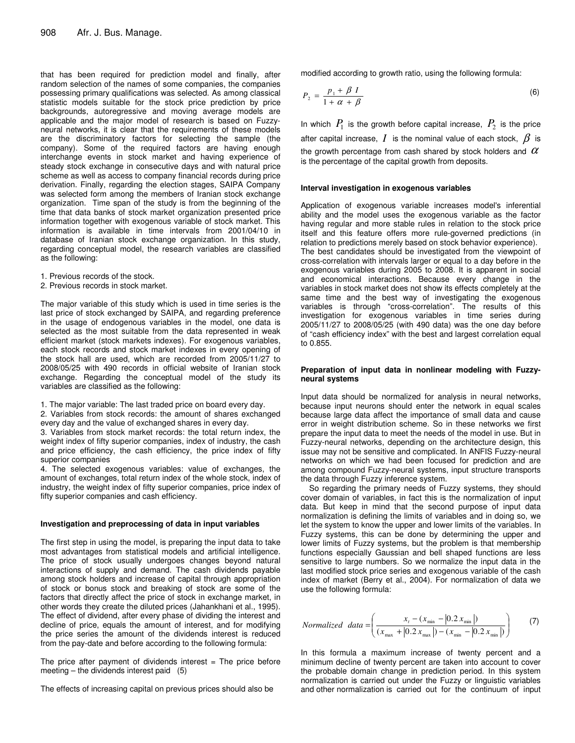that has been required for prediction model and finally, after random selection of the names of some companies, the companies possessing primary qualifications was selected. As among classical statistic models suitable for the stock price prediction by price backgrounds, autoregressive and moving average models are applicable and the major model of research is based on Fuzzy-neural networks, it is clear that the requirements of these models are the discriminatory factors for selecting the sample (the company). Some of the required factors are having enough interchange events in stock market and having experience of steady stock exchange in consecutive days and with natural price scheme as well as access to company financial records during price derivation. Finally, regarding the election stages, SAIPA Company was selected form among the members of Iranian stock exchange organization. Time span of the study is from the beginning of the time that data banks of stock market organization presented price information together with exogenous variable of stock market. This information is available in time intervals from 2001/04/10 in database of Iranian stock exchange organization. In this study, regarding conceptual model, the research variables are classified as the following:

1. Previous records of the stock.
2. Previous records in stock market.

The major variable of this study which is used in time series is the last price of stock exchanged by SAIPA, and regarding preference in the usage of endogenous variables in the model, one data is selected as the most suitable from the data represented in weak efficient market (stock markets indexes). For exogenous variables, each stock records and stock market indexes in every opening of the stock hall are used, which are recorded from 2005/11/27 to 2008/05/25 with 490 records in official website of Iranian stock exchange. Regarding the conceptual model of the study its variables are classified as the following:

1. The major variable: The last traded price on board every day.
2. Variables from stock records: the amount of shares exchanged every day and the value of exchanged shares in every day.
3. Variables from stock market records: the total return index, the weight index of fifty superior companies, index of industry, the cash and price efficiency, the cash efficiency, the price index of fifty superior companies
4. The selected exogenous variables: value of exchanges, the amount of exchanges, total return index of the whole stock, index of industry, the weight index of fifty superior companies, price index of fifty superior companies and cash efficiency.

#### Investigation and preprocessing of data in input variables

The first step in using the model, is preparing the input data to take most advantages from statistical models and artificial intelligence. The price of stock usually undergoes changes beyond natural interactions of supply and demand. The cash dividends payable among stock holders and increase of capital through appropriation of stock or bonus stock and breaking of stock are some of the factors that directly affect the price of stock in exchange market, in other words they create the diluted prices (Jahankhani et al., 1995). The effect of dividend, after every phase of dividing the interest and decline of price, equals the amount of interest, and for modifying the price series the amount of the dividends interest is reduced from the pay-date and before according to the following formula:

The price after payment of dividends interest = The price before meeting – the dividends interest paid (5)

The effects of increasing capital on previous prices should also be modified according to growth ratio, using the following formula:

$$P_2 = \frac{p_1 + \beta I}{1 + \alpha + \beta} \tag{6}$$

In which $P_1$ is the growth before capital increase, $P_2$ is the price after capital increase, $I$ is the nominal value of each stock, $\beta$ is the growth percentage from cash shared by stock holders and $\alpha$ is the percentage of the capital growth from deposits.

#### Interval investigation in exogenous variables

Application of exogenous variable increases model's inferential ability and the model uses the exogenous variable as the factor having regular and more stable rules in relation to the stock price itself and this feature offers more rule-governed predictions (in relation to predictions merely based on stock behavior experience). The best candidates should be investigated from the viewpoint of cross-correlation with intervals larger or equal to a day before in the exogenous variables during 2005 to 2008. It is apparent in social and economical interactions. Because every change in the variables in stock market does not show its effects completely at the same time and the best way of investigating the exogenous variables is through "cross-correlation". The results of this investigation for exogenous variables in time series during 2005/11/27 to 2008/05/25 (with 490 data) was the one day before of "cash efficiency index" with the best and largest correlation equal to 0.855.

#### Preparation of input data in nonlinear modeling with Fuzzy-neural systems

Input data should be normalized for analysis in neural networks, because input neurons should enter the network in equal scales because large data affect the importance of small data and cause error in weight distribution scheme. So in these networks we first prepare the input data to meet the needs of the model in use. But in Fuzzy-neural networks, depending on the architecture design, this issue may not be sensitive and complicated. In ANFIS Fuzzy-neural networks on which we had been focused for prediction and are among compound Fuzzy-neural systems, input structure transports the data through Fuzzy inference system.

So regarding the primary needs of Fuzzy systems, they should cover domain of variables, in fact this is the normalization of input data. But keep in mind that the second purpose of input data normalization is defining the limits of variables and in doing so, we let the system to know the upper and lower limits of the variables. In Fuzzy systems, this can be done by determining the upper and lower limits of Fuzzy systems, but the problem is that membership functions especially Gaussian and bell shaped functions are less sensitive to large numbers. So we normalize the input data in the last modified stock price series and exogenous variable of the cash index of market (Berry et al., 2004). For normalization of data we use the following formula:

$$Normalized\ \ data = \left( \frac{x_t - (x_{\min} - |0.2\, x_{\min}|)}{(x_{\max} + |0.2\, x_{\max}|) - (x_{\min} - |0.2\, x_{\min}|)} \right) \tag{7}$$

In this formula a maximum increase of twenty percent and a minimum decline of twenty percent are taken into account to cover the probable domain change in prediction period. In this system normalization is carried out under the Fuzzy or linguistic variables and other normalization is carried out for the continuum of input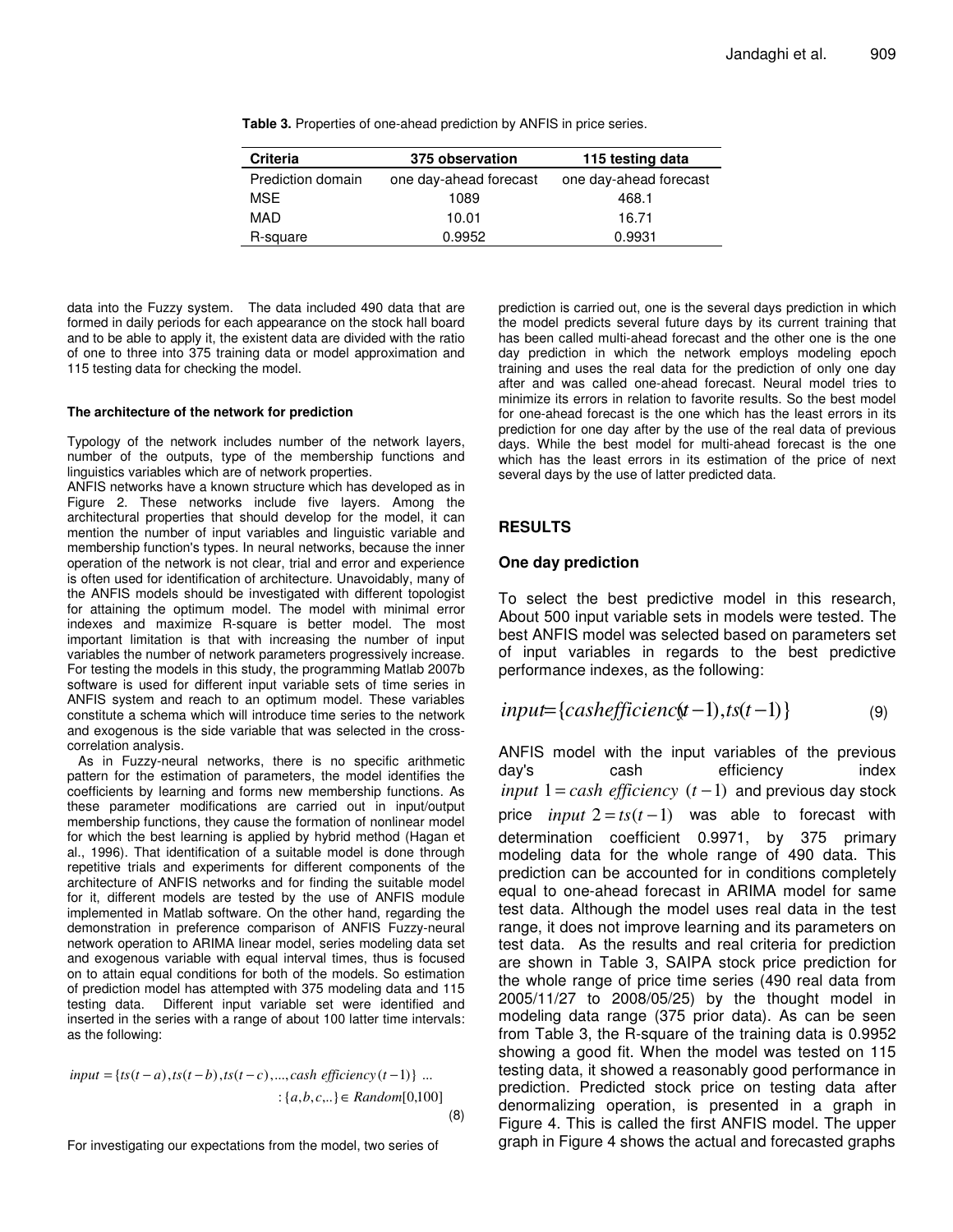**Table 3.** Properties of one-ahead prediction by ANFIS in price series.

| Criteria | 375 observation | 115 testing data |
|---|---|---|
| Prediction domain | one day-ahead forecast | one day-ahead forecast |
| MSE | 1089 | 468.1 |
| MAD | 10.01 | 16.71 |
| R-square | 0.9952 | 0.9931 |

data into the Fuzzy system. The data included 490 data that are formed in daily periods for each appearance on the stock hall board and to be able to apply it, the existent data are divided with the ratio of one to three into 375 training data or model approximation and 115 testing data for checking the model.

#### The architecture of the network for prediction

Typology of the network includes number of the network layers, number of the outputs, type of the membership functions and linguistics variables which are of network properties.

ANFIS networks have a known structure which has developed as in Figure 2. These networks include five layers. Among the architectural properties that should develop for the model, it can mention the number of input variables and linguistic variable and membership function's types. In neural networks, because the inner operation of the network is not clear, trial and error and experience is often used for identification of architecture. Unavoidably, many of the ANFIS models should be investigated with different topologist for attaining the optimum model. The model with minimal error indexes and maximize R-square is better model. The most important limitation is that with increasing the number of input variables the number of network parameters progressively increase. For testing the models in this study, the programming Matlab 2007b software is used for different input variable sets of time series in ANFIS system and reach to an optimum model. These variables constitute a schema which will introduce time series to the network and exogenous is the side variable that was selected in the cross-correlation analysis.

As in Fuzzy-neural networks, there is no specific arithmetic pattern for the estimation of parameters, the model identifies the coefficients by learning and forms new membership functions. As these parameter modifications are carried out in input/output membership functions, they cause the formation of nonlinear model for which the best learning is applied by hybrid method (Hagan et al., 1996). That identification of a suitable model is done through repetitive trials and experiments for different components of the architecture of ANFIS networks and for finding the suitable model for it, different models are tested by the use of ANFIS module implemented in Matlab software. On the other hand, regarding the demonstration in preference comparison of ANFIS Fuzzy-neural network operation to ARIMA linear model, series modeling data set and exogenous variable with equal interval times, thus is focused on to attain equal conditions for both of the models. So estimation of prediction model has attempted with 375 modeling data and 115 testing data. Different input variable set were identified and inserted in the series with a range of about 100 latter time intervals: as the following:

$$input = \{ts(t-a), ts(t-b), ts(t-c), ..., cash\ efficiency(t-1)\} \ ... \\ : \{a, b, c, ..\} \in Random[0,100] \tag{8}$$

For investigating our expectations from the model, two series of prediction is carried out, one is the several days prediction in which the model predicts several future days by its current training that has been called multi-ahead forecast and the other one is the one day prediction in which the network employs modeling epoch training and uses the real data for the prediction of only one day after and was called one-ahead forecast. Neural model tries to minimize its errors in relation to favorite results. So the best model for one-ahead forecast is the one which has the least errors in its prediction for one day after by the use of the real data of previous days. While the best model for multi-ahead forecast is the one which has the least errors in its estimation of the price of next several days by the use of latter predicted data.

## RESULTS

### One day prediction

To select the best predictive model in this research, About 500 input variable sets in models were tested. The best ANFIS model was selected based on parameters set of input variables in regards to the best predictive performance indexes, as the following:

$$input = \{cashefficiency(t-1), ts(t-1)\} \tag{9}$$

ANFIS model with the input variables of the previous day's cash efficiency index $input\ 1 = cash\ efficiency\ (t-1)$ and previous day stock price $input\ 2 = ts(t-1)$ was able to forecast with determination coefficient 0.9971, by 375 primary modeling data for the whole range of 490 data. This prediction can be accounted for in conditions completely equal to one-ahead forecast in ARIMA model for same test data. Although the model uses real data in the test range, it does not improve learning and its parameters on test data. As the results and real criteria for prediction are shown in Table 3, SAIPA stock price prediction for the whole range of price time series (490 real data from 2005/11/27 to 2008/05/25) by the thought model in modeling data range (375 prior data). As can be seen from Table 3, the R-square of the training data is 0.9952 showing a good fit. When the model was tested on 115 testing data, it showed a reasonably good performance in prediction. Predicted stock price on testing data after denormalizing operation, is presented in a graph in Figure 4. This is called the first ANFIS model. The upper graph in Figure 4 shows the actual and forecasted graphs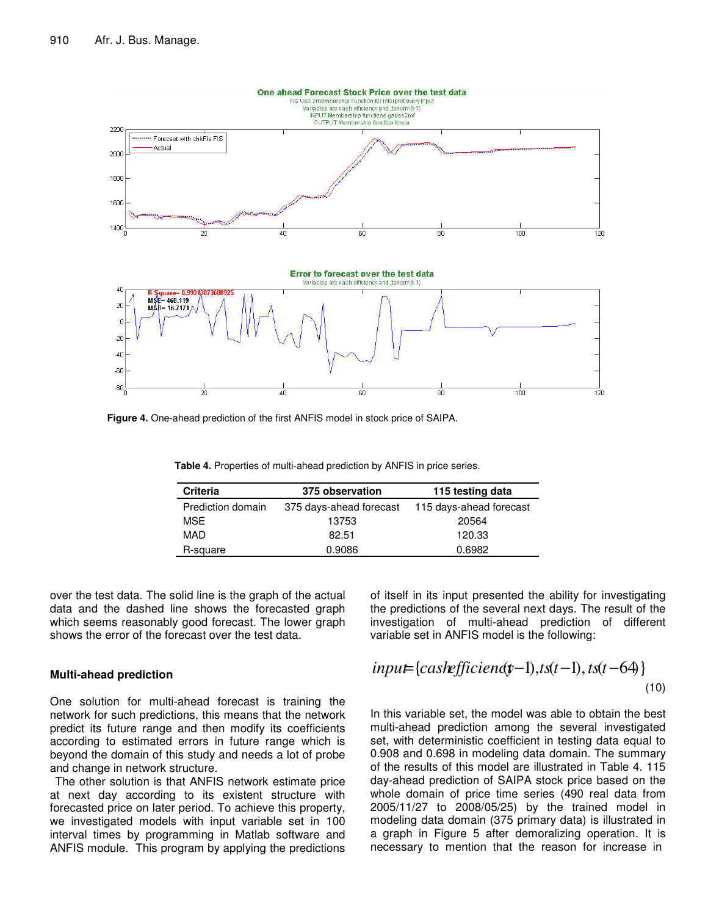**Figure 4.** One-ahead prediction of the first ANFIS model in stock price of SAIPA.

**Table 4.** Properties of multi-ahead prediction by ANFIS in price series.

| Criteria | 375 observation | 115 testing data |
|---|---|---|
| Prediction domain | 375 days-ahead forecast | 115 days-ahead forecast |
| MSE | 13753 | 20564 |
| MAD | 82.51 | 120.33 |
| R-square | 0.9086 | 0.6982 |

over the test data. The solid line is the graph of the actual data and the dashed line shows the forecasted graph which seems reasonably good forecast. The lower graph shows the error of the forecast over the test data.

## Multi-ahead prediction

One solution for multi-ahead forecast is training the network for such predictions, this means that the network predict its future range and then modify its coefficients according to estimated errors in future range which is beyond the domain of this study and needs a lot of probe and change in network structure.

The other solution is that ANFIS network estimate price at next day according to its existent structure with forecasted price on later period. To achieve this property, we investigated models with input variable set in 100 interval times by programming in Matlab software and ANFIS module. This program by applying the predictions of itself in its input presented the ability for investigating the predictions of the several next days. The result of the investigation of multi-ahead prediction of different variable set in ANFIS model is the following:

$$input = \{cashefficiency(t-1), ts(t-1), ts(t-64)\} \quad (10)$$

In this variable set, the model was able to obtain the best multi-ahead prediction among the several investigated set, with deterministic coefficient in testing data equal to 0.908 and 0.698 in modeling data domain. The summary of the results of this model are illustrated in Table 4. 115 day-ahead prediction of SAIPA stock price based on the whole domain of price time series (490 real data from 2005/11/27 to 2008/05/25) by the trained model in modeling data domain (375 primary data) is illustrated in a graph in Figure 5 after demoralizing operation. It is necessary to mention that the reason for increase in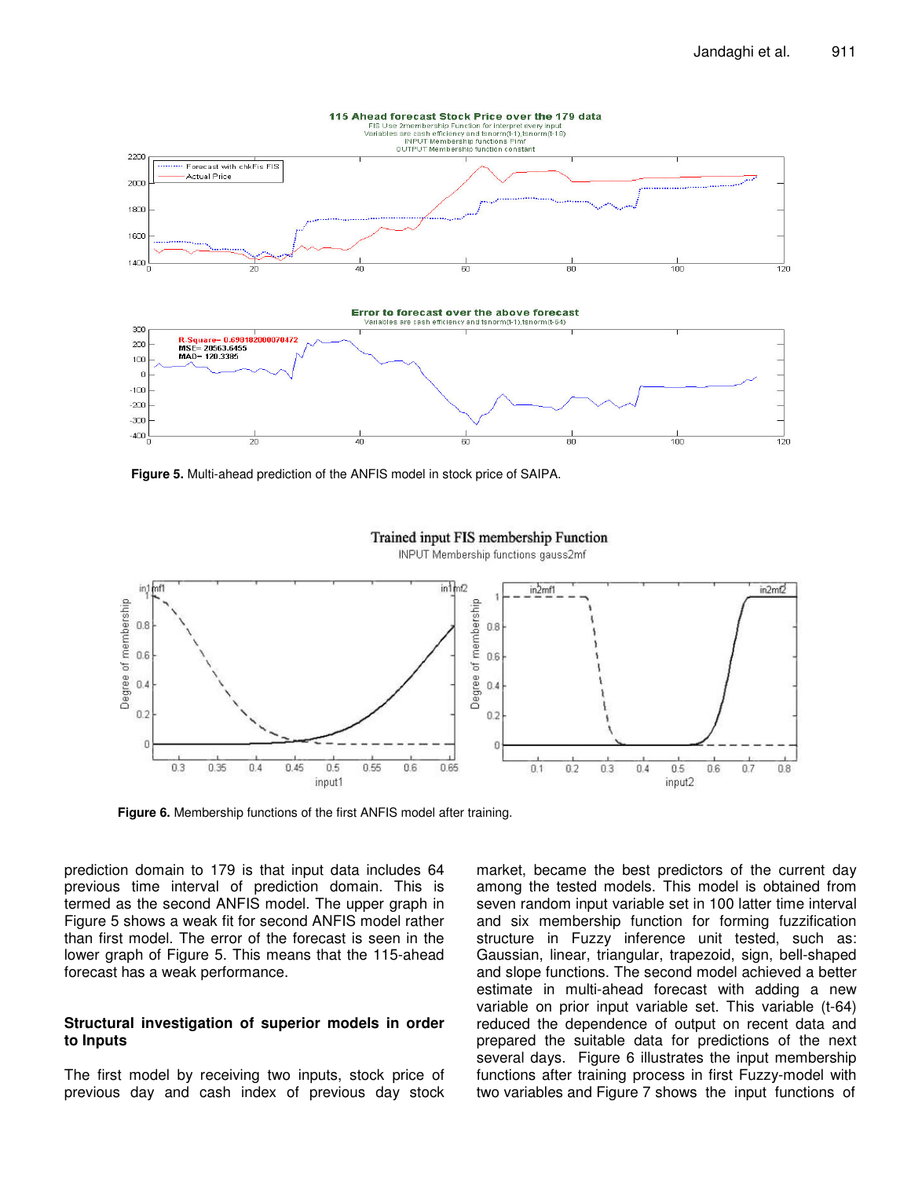**Figure 5.** Multi-ahead prediction of the ANFIS model in stock price of SAIPA.

**Figure 6.** Membership functions of the first ANFIS model after training.

prediction domain to 179 is that input data includes 64 previous time interval of prediction domain. This is termed as the second ANFIS model. The upper graph in Figure 5 shows a weak fit for second ANFIS model rather than first model. The error of the forecast is seen in the lower graph of Figure 5. This means that the 115-ahead forecast has a weak performance.

## Structural investigation of superior models in order to Inputs

The first model by receiving two inputs, stock price of previous day and cash index of previous day stock market, became the best predictors of the current day among the tested models. This model is obtained from seven random input variable set in 100 latter time interval and six membership function for forming fuzzification structure in Fuzzy inference unit tested, such as: Gaussian, linear, triangular, trapezoid, sign, bell-shaped and slope functions. The second model achieved a better estimate in multi-ahead forecast with adding a new variable on prior input variable set. This variable (t-64) reduced the dependence of output on recent data and prepared the suitable data for predictions of the next several days. Figure 6 illustrates the input membership functions after training process in first Fuzzy-model with two variables and Figure 7 shows the input functions of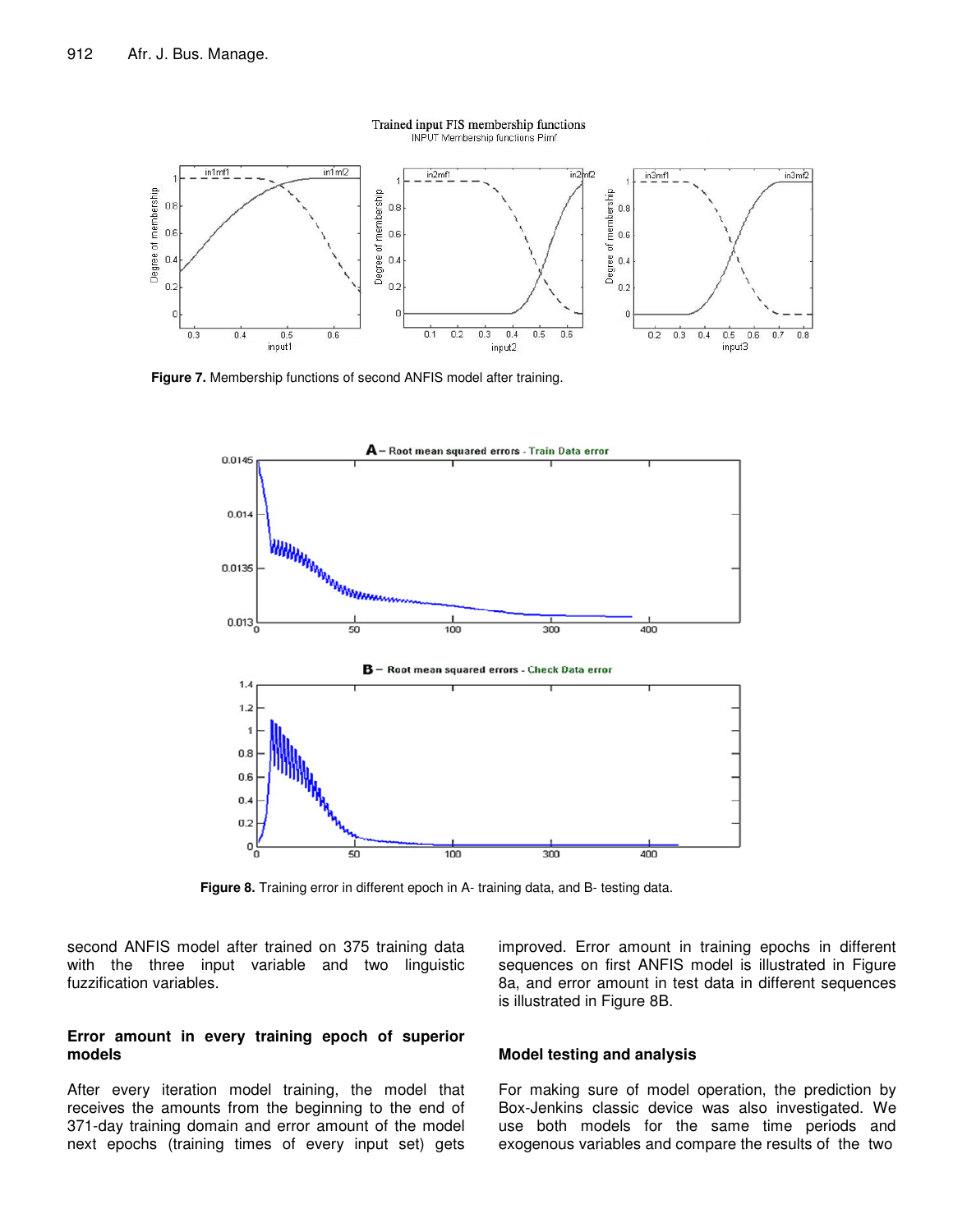Figure 7. Membership functions of second ANFIS model after training.

Figure 8. Training error in different epoch in A- training data, and B- testing data.

second ANFIS model after trained on 375 training data with the three input variable and two linguistic fuzzification variables.

## Error amount in every training epoch of superior models

After every iteration model training, the model that receives the amounts from the beginning to the end of 371-day training domain and error amount of the model next epochs (training times of every input set) gets improved. Error amount in training epochs in different sequences on first ANFIS model is illustrated in Figure 8a, and error amount in test data in different sequences is illustrated in Figure 8B.

## Model testing and analysis

For making sure of model operation, the prediction by Box-Jenkins classic device was also investigated. We use both models for the same time periods and exogenous variables and compare the results of the two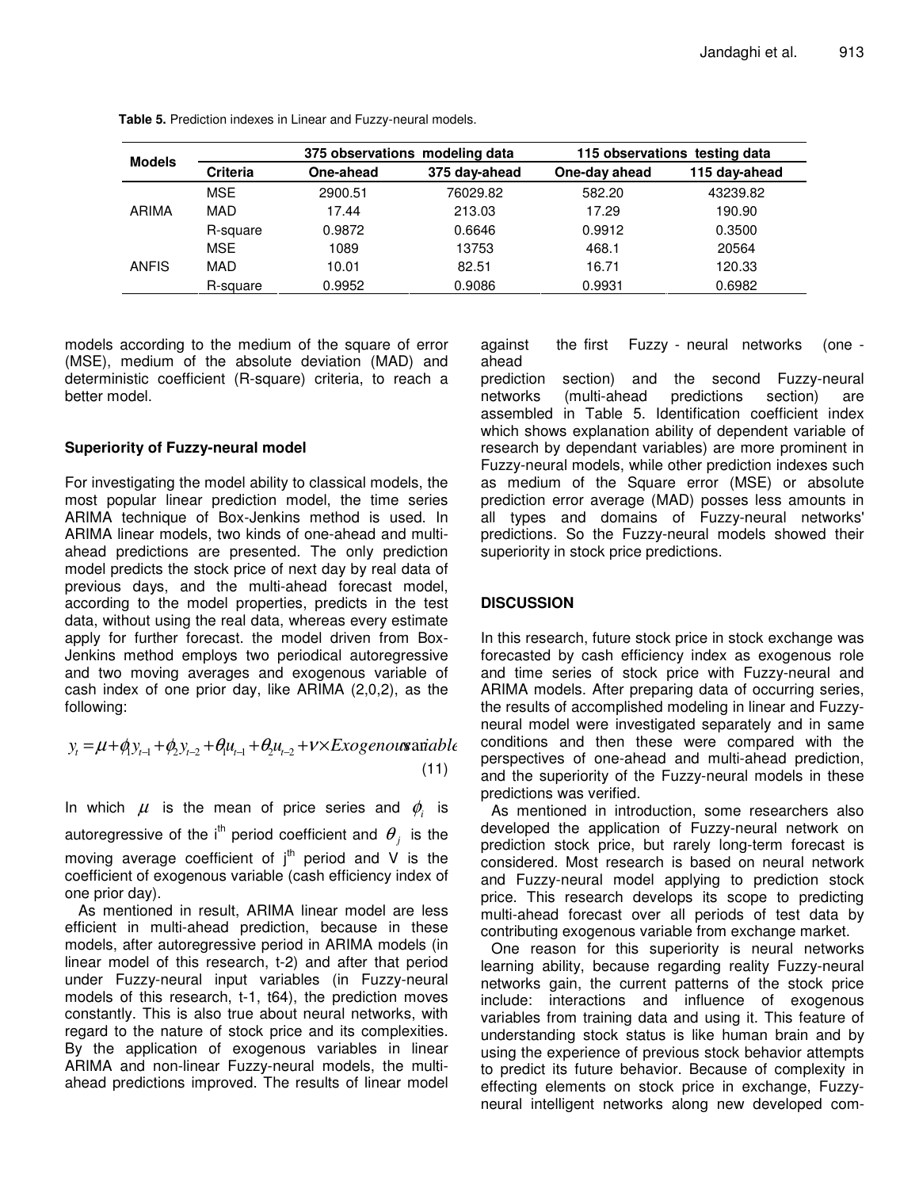**Table 5.** Prediction indexes in Linear and Fuzzy-neural models.

| Models | | 375 observations modeling data | | 115 observations testing data | |
|---|---|---|---|---|---|
| | Criteria | One-ahead | 375 day-ahead | One-day ahead | 115 day-ahead |
| ARIMA | MSE | 2900.51 | 76029.82 | 582.20 | 43239.82 |
| | MAD | 17.44 | 213.03 | 17.29 | 190.90 |
| | R-square | 0.9872 | 0.6646 | 0.9912 | 0.3500 |
| ANFIS | MSE | 1089 | 13753 | 468.1 | 20564 |
| | MAD | 10.01 | 82.51 | 16.71 | 120.33 |
| | R-square | 0.9952 | 0.9086 | 0.9931 | 0.6982 |

models according to the medium of the square of error (MSE), medium of the absolute deviation (MAD) and deterministic coefficient (R-square) criteria, to reach a better model.

### Superiority of Fuzzy-neural model

For investigating the model ability to classical models, the most popular linear prediction model, the time series ARIMA technique of Box-Jenkins method is used. In ARIMA linear models, two kinds of one-ahead and multi-ahead predictions are presented. The only prediction model predicts the stock price of next day by real data of previous days, and the multi-ahead forecast model, according to the model properties, predicts in the test data, without using the real data, whereas every estimate apply for further forecast. the model driven from Box-Jenkins method employs two periodical autoregressive and two moving averages and exogenous variable of cash index of one prior day, like ARIMA (2,0,2), as the following:

$$y_t = \mu + \phi_1 y_{t-1} + \phi_2 y_{t-2} + \theta_1 u_{t-1} + \theta_2 u_{t-2} + \nu \times Exogenous\ variable \quad (11)$$

In which $\mu$ is the mean of price series and $\phi_i$ is autoregressive of the i[th] period coefficient and $\theta_j$ is the moving average coefficient of j[th] period and V is the coefficient of exogenous variable (cash efficiency index of one prior day).

As mentioned in result, ARIMA linear model are less efficient in multi-ahead prediction, because in these models, after autoregressive period in ARIMA models (in linear model of this research, t-2) and after that period under Fuzzy-neural input variables (in Fuzzy-neural models of this research, t-1, t64), the prediction moves constantly. This is also true about neural networks, with regard to the nature of stock price and its complexities. By the application of exogenous variables in linear ARIMA and non-linear Fuzzy-neural models, the multi-ahead predictions improved. The results of linear model against the first Fuzzy - neural networks (one - ahead prediction section) and the second Fuzzy-neural networks (multi-ahead predictions section) are assembled in Table 5. Identification coefficient index which shows explanation ability of dependent variable of research by dependant variables) are more prominent in Fuzzy-neural models, while other prediction indexes such as medium of the Square error (MSE) or absolute prediction error average (MAD) posses less amounts in all types and domains of Fuzzy-neural networks' predictions. So the Fuzzy-neural models showed their superiority in stock price predictions.

## DISCUSSION

In this research, future stock price in stock exchange was forecasted by cash efficiency index as exogenous role and time series of stock price with Fuzzy-neural and ARIMA models. After preparing data of occurring series, the results of accomplished modeling in linear and Fuzzy-neural model were investigated separately and in same conditions and then these were compared with the perspectives of one-ahead and multi-ahead prediction, and the superiority of the Fuzzy-neural models in these predictions was verified.

As mentioned in introduction, some researchers also developed the application of Fuzzy-neural network on prediction stock price, but rarely long-term forecast is considered. Most research is based on neural network and Fuzzy-neural model applying to prediction stock price. This research develops its scope to predicting multi-ahead forecast over all periods of test data by contributing exogenous variable from exchange market.

One reason for this superiority is neural networks learning ability, because regarding reality Fuzzy-neural networks gain, the current patterns of the stock price include: interactions and influence of exogenous variables from training data and using it. This feature of understanding stock status is like human brain and by using the experience of previous stock behavior attempts to predict its future behavior. Because of complexity in effecting elements on stock price in exchange, Fuzzy-neural intelligent networks along new developed com-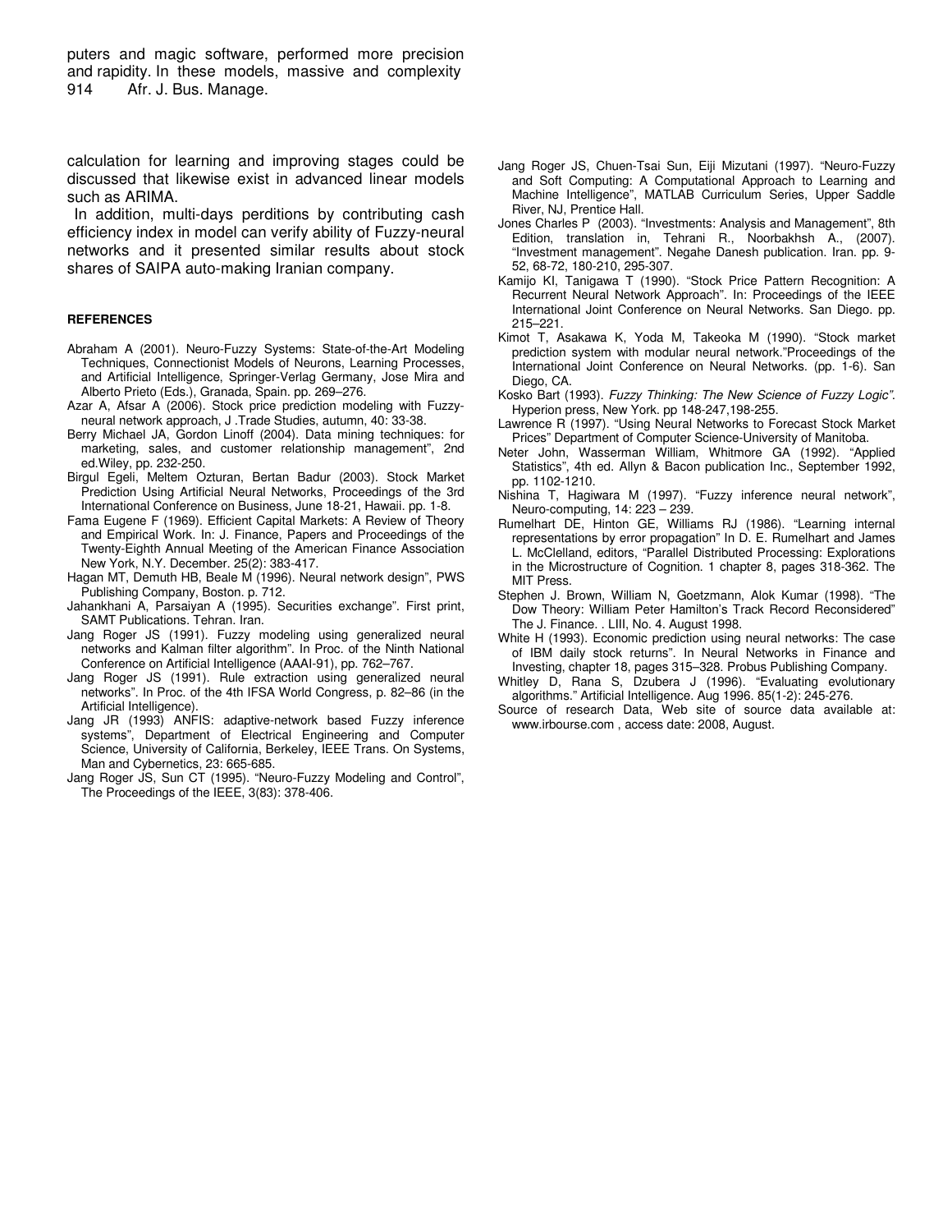puters and magic software, performed more precision and rapidity. In these models, massive and complexity calculation for learning and improving stages could be discussed that likewise exist in advanced linear models such as ARIMA.

In addition, multi-days perditions by contributing cash efficiency index in model can verify ability of Fuzzy-neural networks and it presented similar results about stock shares of SAIPA auto-making Iranian company.

## REFERENCES

Abraham A (2001). Neuro-Fuzzy Systems: State-of-the-Art Modeling Techniques, Connectionist Models of Neurons, Learning Processes, and Artificial Intelligence, Springer-Verlag Germany, Jose Mira and Alberto Prieto (Eds.), Granada, Spain. pp. 269–276.

Azar A, Afsar A (2006). Stock price prediction modeling with Fuzzy-neural network approach, J .Trade Studies, autumn, 40: 33-38.

Berry Michael JA, Gordon Linoff (2004). Data mining techniques: for marketing, sales, and customer relationship management", 2nd ed.Wiley, pp. 232-250.

Birgul Egeli, Meltem Ozturan, Bertan Badur (2003). Stock Market Prediction Using Artificial Neural Networks, Proceedings of the 3rd International Conference on Business, June 18-21, Hawaii. pp. 1-8.

Fama Eugene F (1969). Efficient Capital Markets: A Review of Theory and Empirical Work. In: J. Finance, Papers and Proceedings of the Twenty-Eighth Annual Meeting of the American Finance Association New York, N.Y. December. 25(2): 383-417.

Hagan MT, Demuth HB, Beale M (1996). Neural network design", PWS Publishing Company, Boston. p. 712.

Jahankhani A, Parsaiyan A (1995). Securities exchange". First print, SAMT Publications. Tehran. Iran.

Jang Roger JS (1991). Fuzzy modeling using generalized neural networks and Kalman filter algorithm". In Proc. of the Ninth National Conference on Artificial Intelligence (AAAI-91), pp. 762–767.

Jang Roger JS (1991). Rule extraction using generalized neural networks". In Proc. of the 4th IFSA World Congress, p. 82–86 (in the Artificial Intelligence).

Jang JR (1993) ANFIS: adaptive-network based Fuzzy inference systems", Department of Electrical Engineering and Computer Science, University of California, Berkeley, IEEE Trans. On Systems, Man and Cybernetics, 23: 665-685.

Jang Roger JS, Sun CT (1995). "Neuro-Fuzzy Modeling and Control", The Proceedings of the IEEE, 3(83): 378-406.

Jang Roger JS, Chuen-Tsai Sun, Eiji Mizutani (1997). "Neuro-Fuzzy and Soft Computing: A Computational Approach to Learning and Machine Intelligence", MATLAB Curriculum Series, Upper Saddle River, NJ, Prentice Hall.

Jones Charles P (2003). "Investments: Analysis and Management", 8th Edition, translation in, Tehrani R., Noorbakhsh A., (2007). "Investment management". Negahe Danesh publication. Iran. pp. 9-52, 68-72, 180-210, 295-307.

Kamijo KI, Tanigawa T (1990). "Stock Price Pattern Recognition: A Recurrent Neural Network Approach". In: Proceedings of the IEEE International Joint Conference on Neural Networks. San Diego. pp. 215–221.

Kimot T, Asakawa K, Yoda M, Takeoka M (1990). "Stock market prediction system with modular neural network."Proceedings of the International Joint Conference on Neural Networks. (pp. 1-6). San Diego, CA.

Kosko Bart (1993). *Fuzzy Thinking: The New Science of Fuzzy Logic"*. Hyperion press, New York. pp 148-247,198-255.

Lawrence R (1997). "Using Neural Networks to Forecast Stock Market Prices" Department of Computer Science-University of Manitoba.

Neter John, Wasserman William, Whitmore GA (1992). "Applied Statistics", 4th ed. Allyn & Bacon publication Inc., September 1992, pp. 1102-1210.

Nishina T, Hagiwara M (1997). "Fuzzy inference neural network", Neuro-computing, 14: 223 – 239.

Rumelhart DE, Hinton GE, Williams RJ (1986). "Learning internal representations by error propagation" In D. E. Rumelhart and James L. McClelland, editors, "Parallel Distributed Processing: Explorations in the Microstructure of Cognition. 1 chapter 8, pages 318-362. The MIT Press.

Stephen J. Brown, William N, Goetzmann, Alok Kumar (1998). "The Dow Theory: William Peter Hamilton's Track Record Reconsidered" The J. Finance. . LIII, No. 4. August 1998.

White H (1993). Economic prediction using neural networks: The case of IBM daily stock returns". In Neural Networks in Finance and Investing, chapter 18, pages 315–328. Probus Publishing Company.

Whitley D, Rana S, Dzubera J (1996). "Evaluating evolutionary algorithms." Artificial Intelligence. Aug 1996. 85(1-2): 245-276.

Source of research Data, Web site of source data available at: www.irbourse.com , access date: 2008, August.